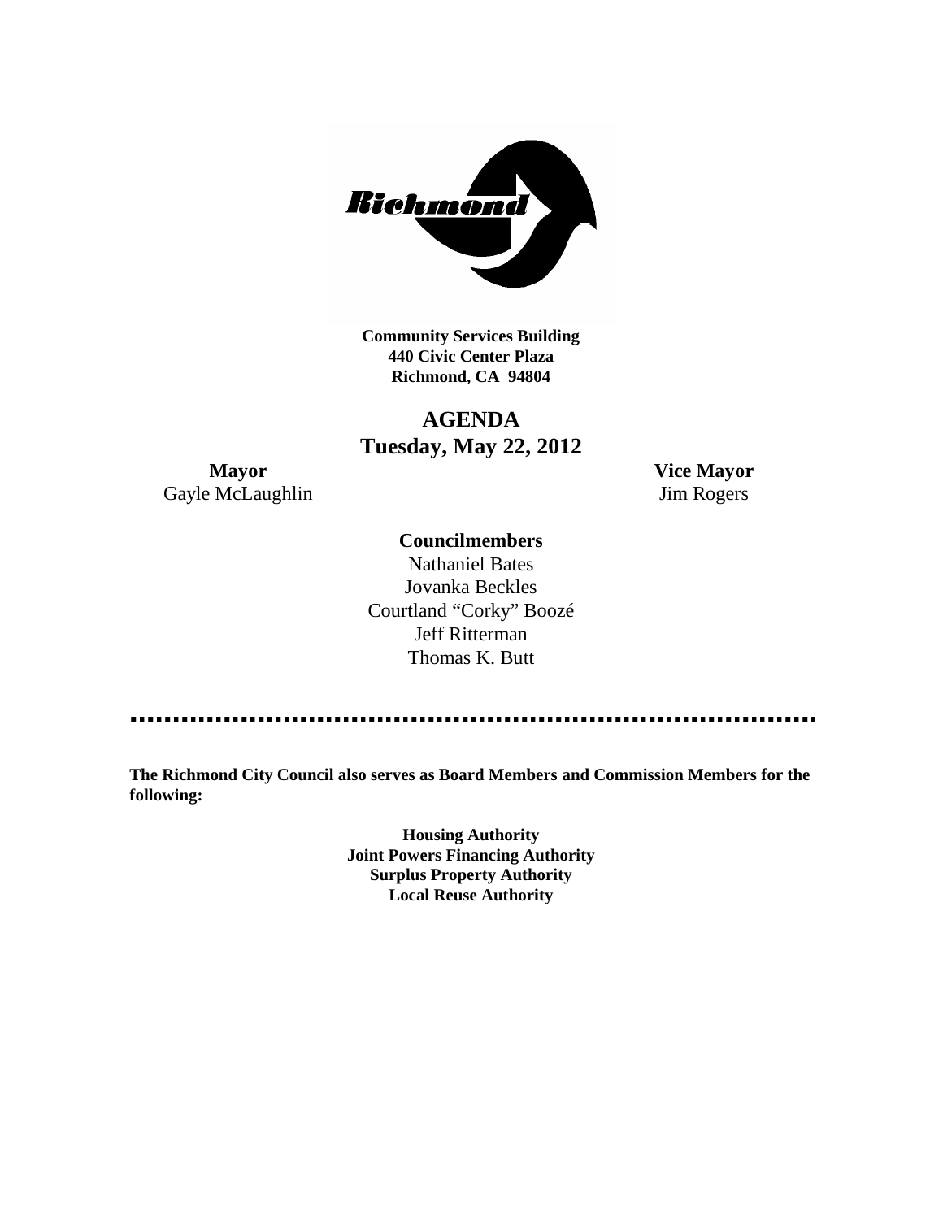**Community Services Building**
**440 Civic Center Plaza**
**Richmond, CA 94804**

# AGENDA
## Tuesday, May 22, 2012

**Mayor**
Gayle McLaughlin

**Vice Mayor**
Jim Rogers

**Councilmembers**

Nathaniel Bates
Jovanka Beckles
Courtland "Corky" Boozé
Jeff Ritterman
Thomas K. Butt

---

**The Richmond City Council also serves as Board Members and Commission Members for the following:**

**Housing Authority**
**Joint Powers Financing Authority**
**Surplus Property Authority**
**Local Reuse Authority**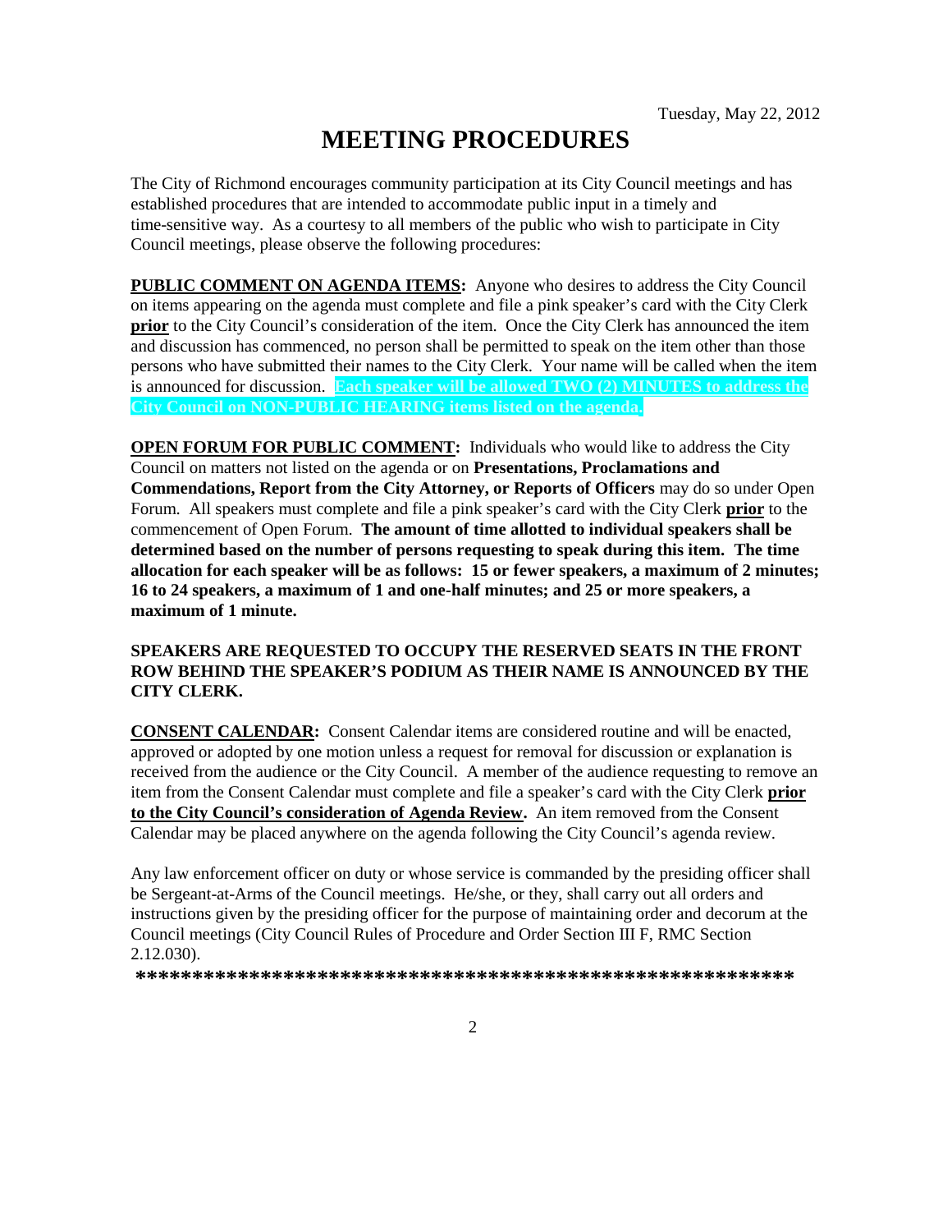Tuesday, May 22, 2012

# MEETING PROCEDURES

The City of Richmond encourages community participation at its City Council meetings and has established procedures that are intended to accommodate public input in a timely and time-sensitive way. As a courtesy to all members of the public who wish to participate in City Council meetings, please observe the following procedures:

**PUBLIC COMMENT ON AGENDA ITEMS:** Anyone who desires to address the City Council on items appearing on the agenda must complete and file a pink speaker's card with the City Clerk **prior** to the City Council's consideration of the item. Once the City Clerk has announced the item and discussion has commenced, no person shall be permitted to speak on the item other than those persons who have submitted their names to the City Clerk. Your name will be called when the item is announced for discussion. **Each speaker will be allowed TWO (2) MINUTES to address the City Council on NON-PUBLIC HEARING items listed on the agenda.**

**OPEN FORUM FOR PUBLIC COMMENT:** Individuals who would like to address the City Council on matters not listed on the agenda or on **Presentations, Proclamations and Commendations, Report from the City Attorney, or Reports of Officers** may do so under Open Forum. All speakers must complete and file a pink speaker's card with the City Clerk **prior** to the commencement of Open Forum. **The amount of time allotted to individual speakers shall be determined based on the number of persons requesting to speak during this item. The time allocation for each speaker will be as follows: 15 or fewer speakers, a maximum of 2 minutes; 16 to 24 speakers, a maximum of 1 and one-half minutes; and 25 or more speakers, a maximum of 1 minute.**

**SPEAKERS ARE REQUESTED TO OCCUPY THE RESERVED SEATS IN THE FRONT ROW BEHIND THE SPEAKER'S PODIUM AS THEIR NAME IS ANNOUNCED BY THE CITY CLERK.**

**CONSENT CALENDAR:** Consent Calendar items are considered routine and will be enacted, approved or adopted by one motion unless a request for removal for discussion or explanation is received from the audience or the City Council. A member of the audience requesting to remove an item from the Consent Calendar must complete and file a speaker's card with the City Clerk **prior to the City Council's consideration of Agenda Review.** An item removed from the Consent Calendar may be placed anywhere on the agenda following the City Council's agenda review.

Any law enforcement officer on duty or whose service is commanded by the presiding officer shall be Sergeant-at-Arms of the Council meetings. He/she, or they, shall carry out all orders and instructions given by the presiding officer for the purpose of maintaining order and decorum at the Council meetings (City Council Rules of Procedure and Order Section III F, RMC Section 2.12.030).

**\*\*\*\*\*\*\*\*\*\*\*\*\*\*\*\*\*\*\*\*\*\*\*\*\*\*\*\*\*\*\*\*\*\*\*\*\*\*\*\*\*\*\*\*\*\*\*\*\*\*\*\*\*\*\*\*\*\*\*\***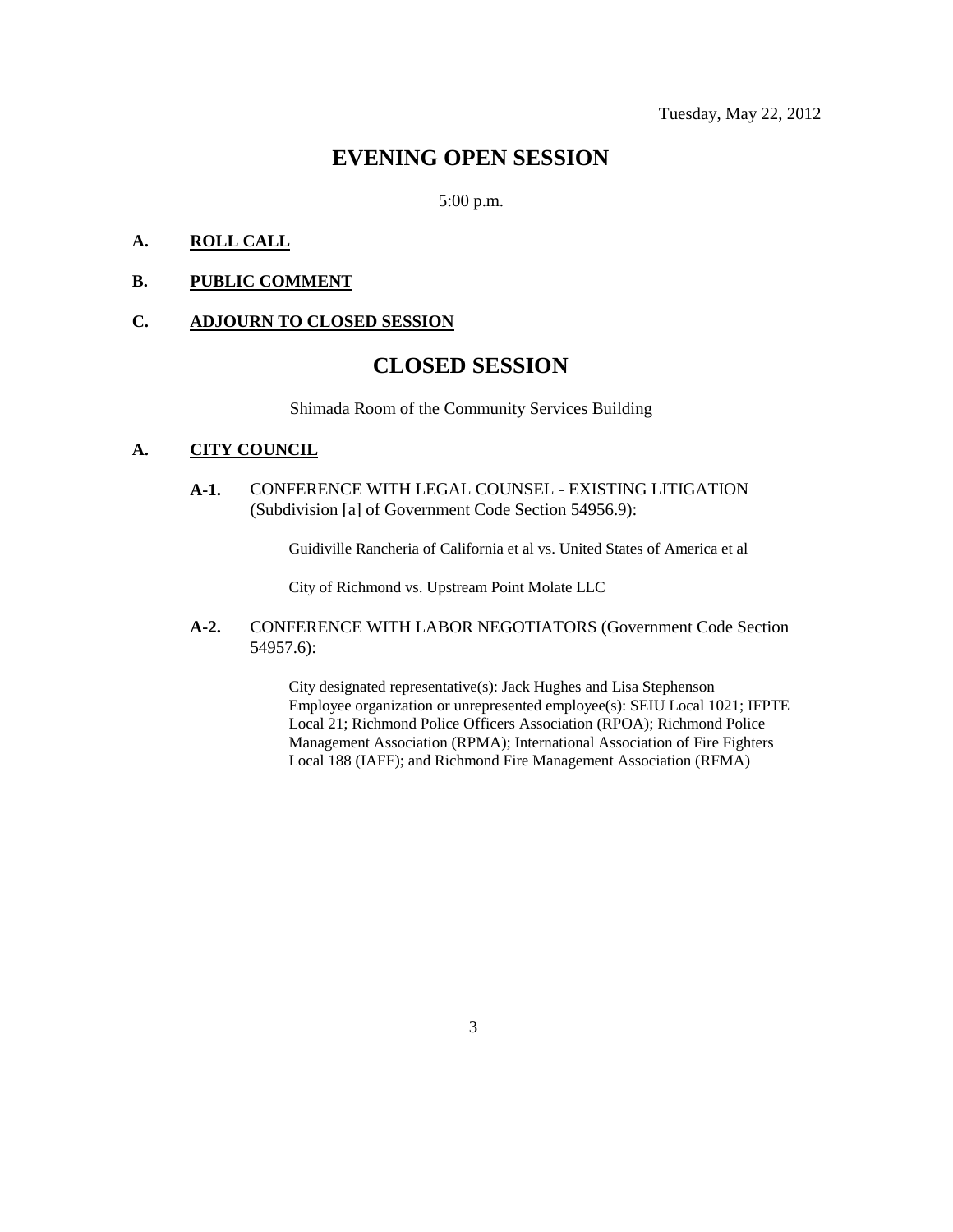Tuesday, May 22, 2012

# EVENING OPEN SESSION

5:00 p.m.

**A. ROLL CALL**

**B. PUBLIC COMMENT**

**C. ADJOURN TO CLOSED SESSION**

# CLOSED SESSION

Shimada Room of the Community Services Building

**A. CITY COUNCIL**

**A-1.** CONFERENCE WITH LEGAL COUNSEL - EXISTING LITIGATION (Subdivision [a] of Government Code Section 54956.9):

Guidiville Rancheria of California et al vs. United States of America et al

City of Richmond vs. Upstream Point Molate LLC

**A-2.** CONFERENCE WITH LABOR NEGOTIATORS (Government Code Section 54957.6):

City designated representative(s): Jack Hughes and Lisa Stephenson
Employee organization or unrepresented employee(s): SEIU Local 1021; IFPTE Local 21; Richmond Police Officers Association (RPOA); Richmond Police Management Association (RPMA); International Association of Fire Fighters Local 188 (IAFF); and Richmond Fire Management Association (RFMA)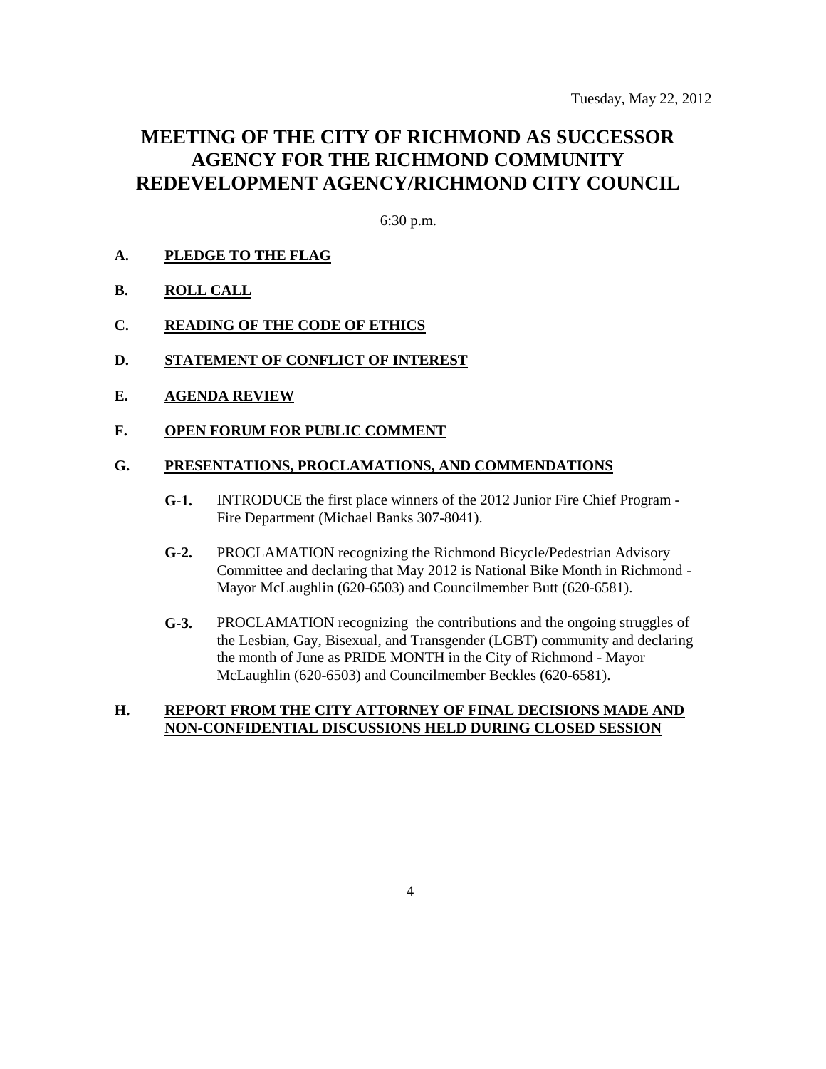Tuesday, May 22, 2012

# MEETING OF THE CITY OF RICHMOND AS SUCCESSOR AGENCY FOR THE RICHMOND COMMUNITY REDEVELOPMENT AGENCY/RICHMOND CITY COUNCIL

6:30 p.m.

**A. PLEDGE TO THE FLAG**

**B. ROLL CALL**

**C. READING OF THE CODE OF ETHICS**

**D. STATEMENT OF CONFLICT OF INTEREST**

**E. AGENDA REVIEW**

**F. OPEN FORUM FOR PUBLIC COMMENT**

**G. PRESENTATIONS, PROCLAMATIONS, AND COMMENDATIONS**

**G-1.** INTRODUCE the first place winners of the 2012 Junior Fire Chief Program - Fire Department (Michael Banks 307-8041).

**G-2.** PROCLAMATION recognizing the Richmond Bicycle/Pedestrian Advisory Committee and declaring that May 2012 is National Bike Month in Richmond - Mayor McLaughlin (620-6503) and Councilmember Butt (620-6581).

**G-3.** PROCLAMATION recognizing the contributions and the ongoing struggles of the Lesbian, Gay, Bisexual, and Transgender (LGBT) community and declaring the month of June as PRIDE MONTH in the City of Richmond - Mayor McLaughlin (620-6503) and Councilmember Beckles (620-6581).

**H. REPORT FROM THE CITY ATTORNEY OF FINAL DECISIONS MADE AND NON-CONFIDENTIAL DISCUSSIONS HELD DURING CLOSED SESSION**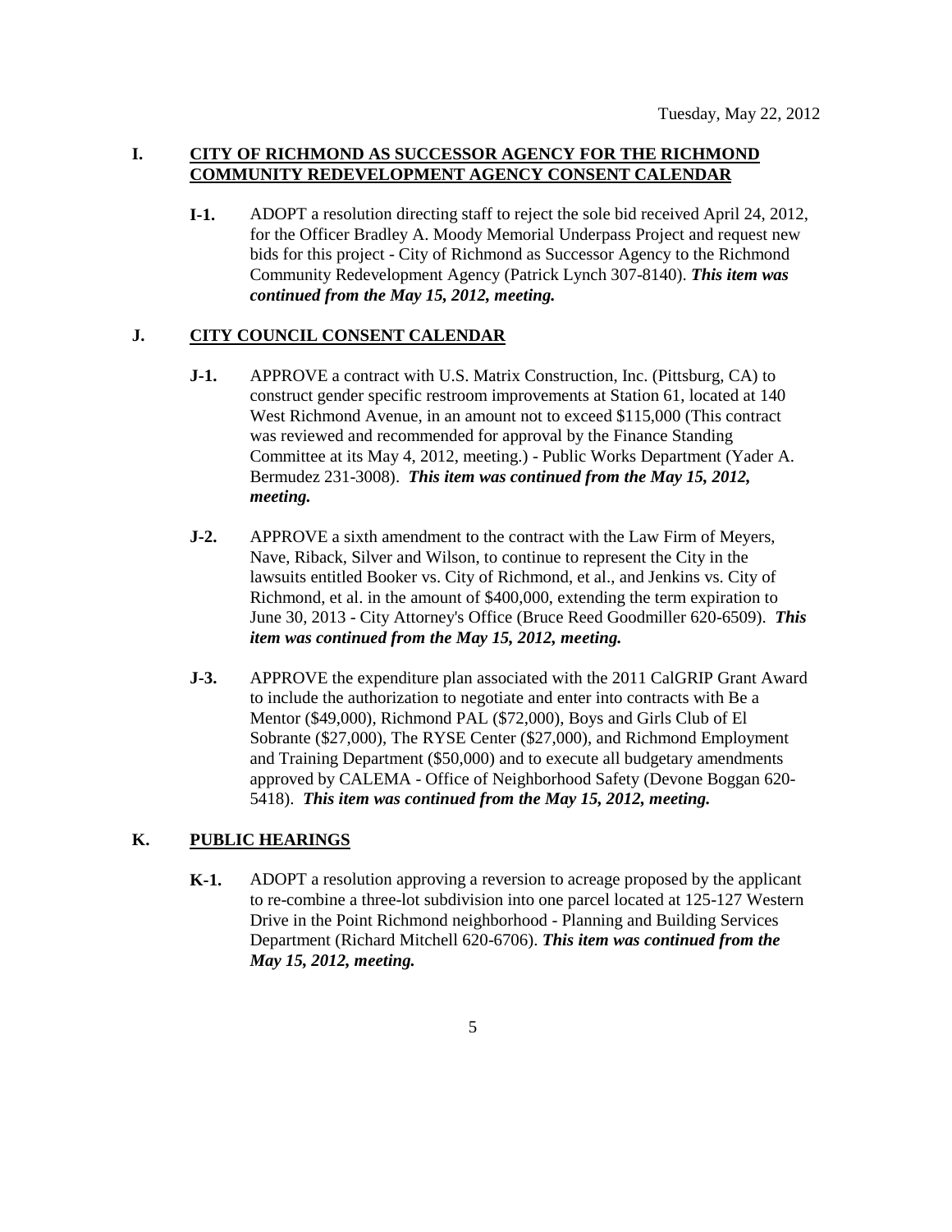Tuesday, May 22, 2012

## I. CITY OF RICHMOND AS SUCCESSOR AGENCY FOR THE RICHMOND COMMUNITY REDEVELOPMENT AGENCY CONSENT CALENDAR

**I-1.** ADOPT a resolution directing staff to reject the sole bid received April 24, 2012, for the Officer Bradley A. Moody Memorial Underpass Project and request new bids for this project - City of Richmond as Successor Agency to the Richmond Community Redevelopment Agency (Patrick Lynch 307-8140). ***This item was continued from the May 15, 2012, meeting.***

## J. CITY COUNCIL CONSENT CALENDAR

**J-1.** APPROVE a contract with U.S. Matrix Construction, Inc. (Pittsburg, CA) to construct gender specific restroom improvements at Station 61, located at 140 West Richmond Avenue, in an amount not to exceed $115,000 (This contract was reviewed and recommended for approval by the Finance Standing Committee at its May 4, 2012, meeting.) - Public Works Department (Yader A. Bermudez 231-3008). ***This item was continued from the May 15, 2012, meeting.***

**J-2.** APPROVE a sixth amendment to the contract with the Law Firm of Meyers, Nave, Riback, Silver and Wilson, to continue to represent the City in the lawsuits entitled Booker vs. City of Richmond, et al., and Jenkins vs. City of Richmond, et al. in the amount of $400,000, extending the term expiration to June 30, 2013 - City Attorney's Office (Bruce Reed Goodmiller 620-6509). ***This item was continued from the May 15, 2012, meeting.***

**J-3.** APPROVE the expenditure plan associated with the 2011 CalGRIP Grant Award to include the authorization to negotiate and enter into contracts with Be a Mentor ($49,000), Richmond PAL ($72,000), Boys and Girls Club of El Sobrante ($27,000), The RYSE Center ($27,000), and Richmond Employment and Training Department ($50,000) and to execute all budgetary amendments approved by CALEMA - Office of Neighborhood Safety (Devone Boggan 620-5418). ***This item was continued from the May 15, 2012, meeting.***

## K. PUBLIC HEARINGS

**K-1.** ADOPT a resolution approving a reversion to acreage proposed by the applicant to re-combine a three-lot subdivision into one parcel located at 125-127 Western Drive in the Point Richmond neighborhood - Planning and Building Services Department (Richard Mitchell 620-6706). ***This item was continued from the May 15, 2012, meeting.***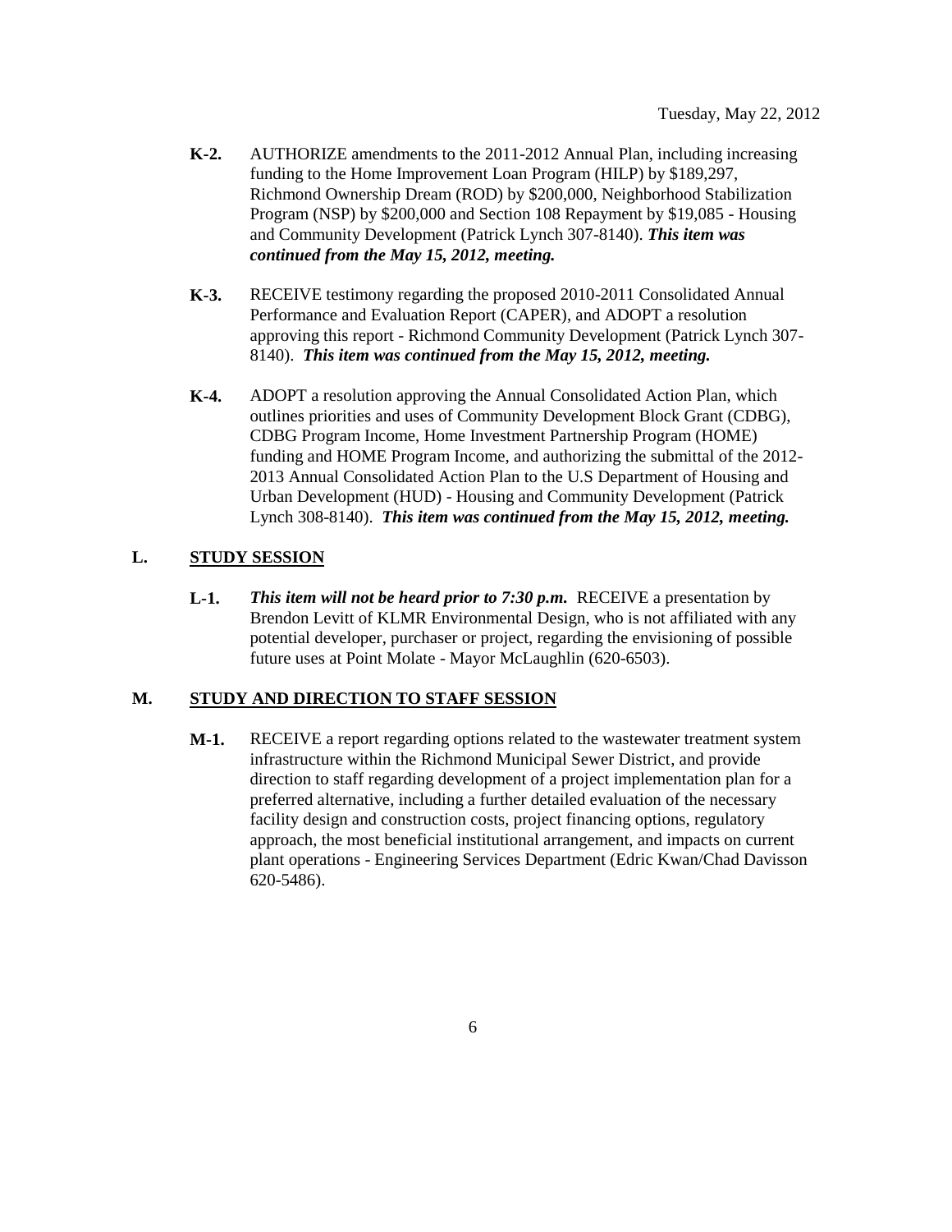**K-2.** AUTHORIZE amendments to the 2011-2012 Annual Plan, including increasing funding to the Home Improvement Loan Program (HILP) by $189,297, Richmond Ownership Dream (ROD) by $200,000, Neighborhood Stabilization Program (NSP) by $200,000 and Section 108 Repayment by $19,085 - Housing and Community Development (Patrick Lynch 307-8140). ***This item was continued from the May 15, 2012, meeting.***

**K-3.** RECEIVE testimony regarding the proposed 2010-2011 Consolidated Annual Performance and Evaluation Report (CAPER), and ADOPT a resolution approving this report - Richmond Community Development (Patrick Lynch 307-8140). ***This item was continued from the May 15, 2012, meeting.***

**K-4.** ADOPT a resolution approving the Annual Consolidated Action Plan, which outlines priorities and uses of Community Development Block Grant (CDBG), CDBG Program Income, Home Investment Partnership Program (HOME) funding and HOME Program Income, and authorizing the submittal of the 2012-2013 Annual Consolidated Action Plan to the U.S Department of Housing and Urban Development (HUD) - Housing and Community Development (Patrick Lynch 308-8140). ***This item was continued from the May 15, 2012, meeting.***

## L. STUDY SESSION

**L-1.** ***This item will not be heard prior to 7:30 p.m.*** RECEIVE a presentation by Brendon Levitt of KLMR Environmental Design, who is not affiliated with any potential developer, purchaser or project, regarding the envisioning of possible future uses at Point Molate - Mayor McLaughlin (620-6503).

## M. STUDY AND DIRECTION TO STAFF SESSION

**M-1.** RECEIVE a report regarding options related to the wastewater treatment system infrastructure within the Richmond Municipal Sewer District, and provide direction to staff regarding development of a project implementation plan for a preferred alternative, including a further detailed evaluation of the necessary facility design and construction costs, project financing options, regulatory approach, the most beneficial institutional arrangement, and impacts on current plant operations - Engineering Services Department (Edric Kwan/Chad Davisson 620-5486).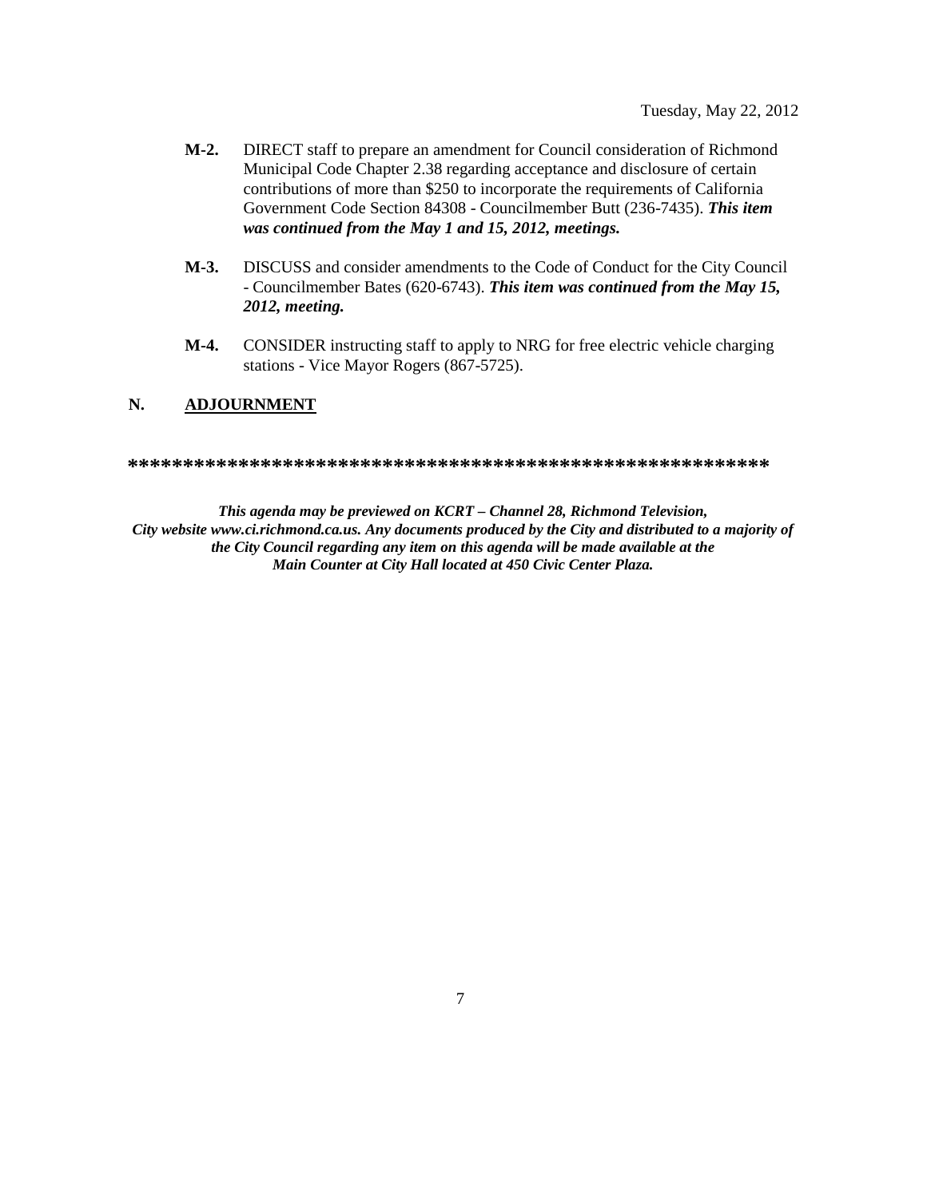Tuesday, May 22, 2012

**M-2.** DIRECT staff to prepare an amendment for Council consideration of Richmond Municipal Code Chapter 2.38 regarding acceptance and disclosure of certain contributions of more than $250 to incorporate the requirements of California Government Code Section 84308 - Councilmember Butt (236-7435). ***This item was continued from the May 1 and 15, 2012, meetings.***

**M-3.** DISCUSS and consider amendments to the Code of Conduct for the City Council - Councilmember Bates (620-6743). ***This item was continued from the May 15, 2012, meeting.***

**M-4.** CONSIDER instructing staff to apply to NRG for free electric vehicle charging stations - Vice Mayor Rogers (867-5725).

## N. ADJOURNMENT

**\*\*\*\*\*\*\*\*\*\*\*\*\*\*\*\*\*\*\*\*\*\*\*\*\*\*\*\*\*\*\*\*\*\*\*\*\*\*\*\*\*\*\*\*\*\*\*\*\*\*\*\*\*\*\*\*\*\***

***This agenda may be previewed on KCRT – Channel 28, Richmond Television, City website www.ci.richmond.ca.us. Any documents produced by the City and distributed to a majority of the City Council regarding any item on this agenda will be made available at the Main Counter at City Hall located at 450 Civic Center Plaza.***